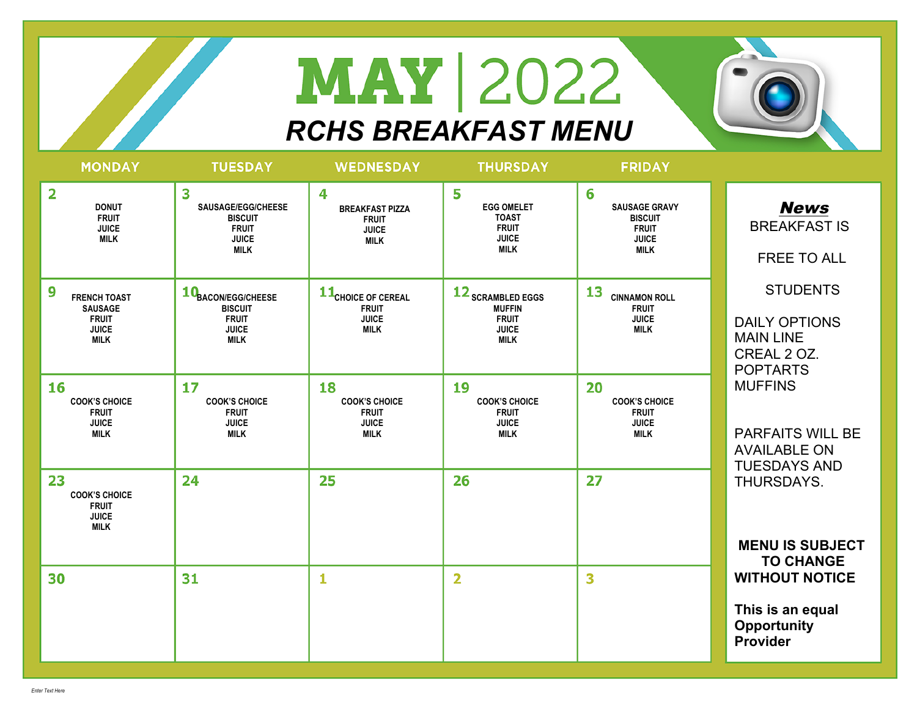# MAY | 2022

## RCHS BREAKFAST MENU

| MONDAY | TUESDAY | WEDNESDAY | THURSDAY | FRIDAY |
|---|---|---|---|---|
| 2 DONUT FRUIT JUICE MILK | 3 SAUSAGE/EGG/CHEESE BISCUIT FRUIT JUICE MILK | 4 BREAKFAST PIZZA FRUIT JUICE MILK | 5 EGG OMELET TOAST FRUIT JUICE MILK | 6 SAUSAGE GRAVY BISCUIT FRUIT JUICE MILK |
| 9 FRENCH TOAST SAUSAGE FRUIT JUICE MILK | 10 BACON/EGG/CHEESE BISCUIT FRUIT JUICE MILK | 11 CHOICE OF CEREAL FRUIT JUICE MILK | 12 SCRAMBLED EGGS MUFFIN FRUIT JUICE MILK | 13 CINNAMON ROLL FRUIT JUICE MILK |
| 16 COOK'S CHOICE FRUIT JUICE MILK | 17 COOK'S CHOICE FRUIT JUICE MILK | 18 COOK'S CHOICE FRUIT JUICE MILK | 19 COOK'S CHOICE FRUIT JUICE MILK | 20 COOK'S CHOICE FRUIT JUICE MILK |
| 23 COOK'S CHOICE FRUIT JUICE MILK | 24 | 25 | 26 | 27 |
| 30 | 31 | 1 | 2 | 3 |

***News***

BREAKFAST IS

FREE TO ALL

STUDENTS

DAILY OPTIONS
MAIN LINE
CREAL 2 OZ.
POPTARTS
MUFFINS

PARFAITS WILL BE AVAILABLE ON TUESDAYS AND THURSDAYS.

**MENU IS SUBJECT TO CHANGE WITHOUT NOTICE**

**This is an equal Opportunity Provider**

*Enter Text Here*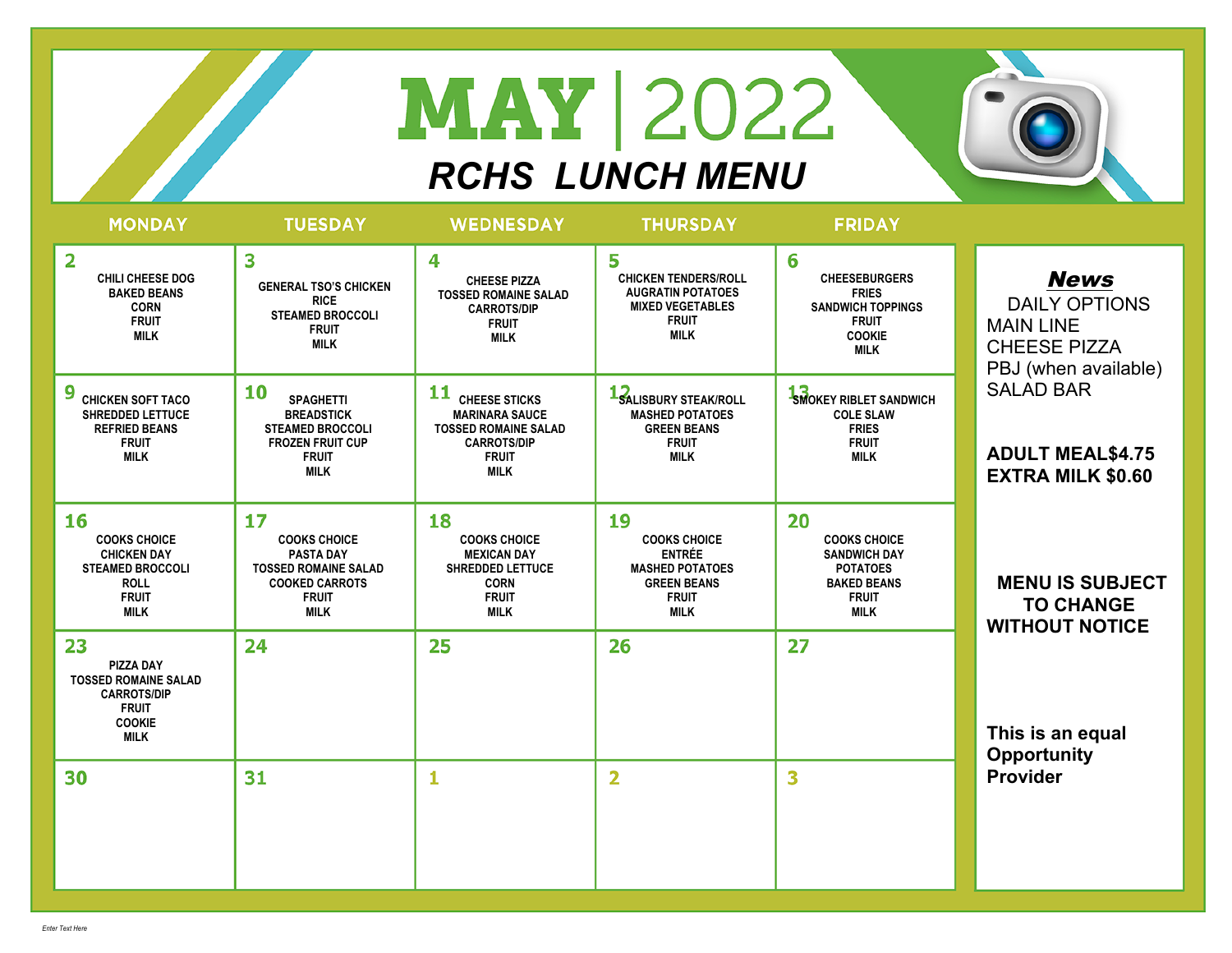# MAY | 2022

## RCHS LUNCH MENU

| MONDAY | TUESDAY | WEDNESDAY | THURSDAY | FRIDAY |
|---|---|---|---|---|
| 2<br>CHILI CHEESE DOG<br>BAKED BEANS<br>CORN<br>FRUIT<br>MILK | 3<br>GENERAL TSO'S CHICKEN<br>RICE<br>STEAMED BROCCOLI<br>FRUIT<br>MILK | 4<br>CHEESE PIZZA<br>TOSSED ROMAINE SALAD<br>CARROTS/DIP<br>FRUIT<br>MILK | 5<br>CHICKEN TENDERS/ROLL<br>AUGRATIN POTATOES<br>MIXED VEGETABLES<br>FRUIT<br>MILK | 6<br>CHEESEBURGERS<br>FRIES<br>SANDWICH TOPPINGS<br>FRUIT<br>COOKIE<br>MILK |
| 9<br>CHICKEN SOFT TACO<br>SHREDDED LETTUCE<br>REFRIED BEANS<br>FRUIT<br>MILK | 10<br>SPAGHETTI<br>BREADSTICK<br>STEAMED BROCCOLI<br>FROZEN FRUIT CUP<br>FRUIT<br>MILK | 11<br>CHEESE STICKS<br>MARINARA SAUCE<br>TOSSED ROMAINE SALAD<br>CARROTS/DIP<br>FRUIT<br>MILK | 12<br>SALISBURY STEAK/ROLL<br>MASHED POTATOES<br>GREEN BEANS<br>FRUIT<br>MILK | 13<br>SMOKEY RIBLET SANDWICH<br>COLE SLAW<br>FRIES<br>FRUIT<br>MILK |
| 16<br>COOKS CHOICE<br>CHICKEN DAY<br>STEAMED BROCCOLI<br>ROLL<br>FRUIT<br>MILK | 17<br>COOKS CHOICE<br>PASTA DAY<br>TOSSED ROMAINE SALAD<br>COOKED CARROTS<br>FRUIT<br>MILK | 18<br>COOKS CHOICE<br>MEXICAN DAY<br>SHREDDED LETTUCE<br>CORN<br>FRUIT<br>MILK | 19<br>COOKS CHOICE<br>ENTRÉE<br>MASHED POTATOES<br>GREEN BEANS<br>FRUIT<br>MILK | 20<br>COOKS CHOICE<br>SANDWICH DAY<br>POTATOES<br>BAKED BEANS<br>FRUIT<br>MILK |
| 23<br>PIZZA DAY<br>TOSSED ROMAINE SALAD<br>CARROTS/DIP<br>FRUIT<br>COOKIE<br>MILK | 24 | 25 | 26 | 27 |
| 30 | 31 | 1 | 2 | 3 |

**News**

DAILY OPTIONS
MAIN LINE
CHEESE PIZZA
PBJ (when available)
SALAD BAR

**ADULT MEAL$4.75**
**EXTRA MILK $0.60**

**MENU IS SUBJECT TO CHANGE WITHOUT NOTICE**

**This is an equal Opportunity Provider**

Enter Text Here